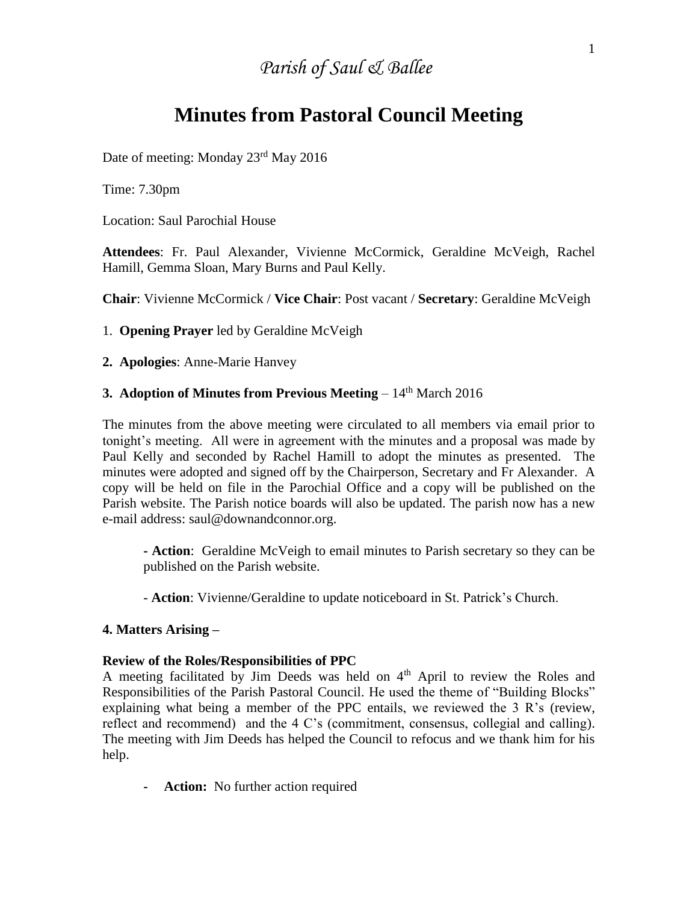*Parish of Saul & Ballee*

# Minutes from Pastoral Council Meeting

Date of meeting: Monday 23rd May 2016

Time: 7.30pm

Location: Saul Parochial House

**Attendees**: Fr. Paul Alexander, Vivienne McCormick, Geraldine McVeigh, Rachel Hamill, Gemma Sloan, Mary Burns and Paul Kelly.

**Chair**: Vivienne McCormick / **Vice Chair**: Post vacant / **Secretary**: Geraldine McVeigh

1. **Opening Prayer** led by Geraldine McVeigh

**2. Apologies**: Anne-Marie Hanvey

**3. Adoption of Minutes from Previous Meeting** – 14th March 2016

The minutes from the above meeting were circulated to all members via email prior to tonight's meeting. All were in agreement with the minutes and a proposal was made by Paul Kelly and seconded by Rachel Hamill to adopt the minutes as presented. The minutes were adopted and signed off by the Chairperson, Secretary and Fr Alexander. A copy will be held on file in the Parochial Office and a copy will be published on the Parish website. The Parish notice boards will also be updated. The parish now has a new e-mail address: saul@downandconnor.org.

> **- Action**: Geraldine McVeigh to email minutes to Parish secretary so they can be published on the Parish website.
>
> - **Action**: Vivienne/Geraldine to update noticeboard in St. Patrick's Church.

**4. Matters Arising –**

**Review of the Roles/Responsibilities of PPC**

A meeting facilitated by Jim Deeds was held on 4th April to review the Roles and Responsibilities of the Parish Pastoral Council. He used the theme of "Building Blocks" explaining what being a member of the PPC entails, we reviewed the 3 R's (review, reflect and recommend) and the 4 C's (commitment, consensus, collegial and calling). The meeting with Jim Deeds has helped the Council to refocus and we thank him for his help.

- **Action:** No further action required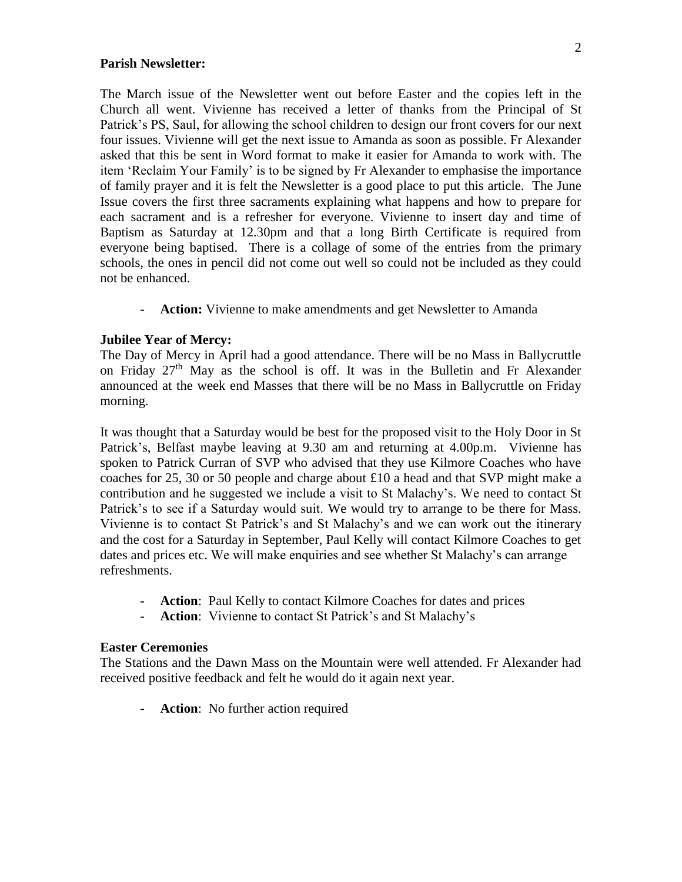**Parish Newsletter:**

The March issue of the Newsletter went out before Easter and the copies left in the Church all went. Vivienne has received a letter of thanks from the Principal of St Patrick's PS, Saul, for allowing the school children to design our front covers for our next four issues. Vivienne will get the next issue to Amanda as soon as possible. Fr Alexander asked that this be sent in Word format to make it easier for Amanda to work with. The item 'Reclaim Your Family' is to be signed by Fr Alexander to emphasise the importance of family prayer and it is felt the Newsletter is a good place to put this article. The June Issue covers the first three sacraments explaining what happens and how to prepare for each sacrament and is a refresher for everyone. Vivienne to insert day and time of Baptism as Saturday at 12.30pm and that a long Birth Certificate is required from everyone being baptised. There is a collage of some of the entries from the primary schools, the ones in pencil did not come out well so could not be included as they could not be enhanced.

- **Action:** Vivienne to make amendments and get Newsletter to Amanda

**Jubilee Year of Mercy:**

The Day of Mercy in April had a good attendance. There will be no Mass in Ballycruttle on Friday 27th May as the school is off. It was in the Bulletin and Fr Alexander announced at the week end Masses that there will be no Mass in Ballycruttle on Friday morning.

It was thought that a Saturday would be best for the proposed visit to the Holy Door in St Patrick's, Belfast maybe leaving at 9.30 am and returning at 4.00p.m. Vivienne has spoken to Patrick Curran of SVP who advised that they use Kilmore Coaches who have coaches for 25, 30 or 50 people and charge about £10 a head and that SVP might make a contribution and he suggested we include a visit to St Malachy's. We need to contact St Patrick's to see if a Saturday would suit. We would try to arrange to be there for Mass. Vivienne is to contact St Patrick's and St Malachy's and we can work out the itinerary and the cost for a Saturday in September, Paul Kelly will contact Kilmore Coaches to get dates and prices etc. We will make enquiries and see whether St Malachy's can arrange refreshments.

- **Action**: Paul Kelly to contact Kilmore Coaches for dates and prices
- **Action**: Vivienne to contact St Patrick's and St Malachy's

**Easter Ceremonies**

The Stations and the Dawn Mass on the Mountain were well attended. Fr Alexander had received positive feedback and felt he would do it again next year.

- **Action**: No further action required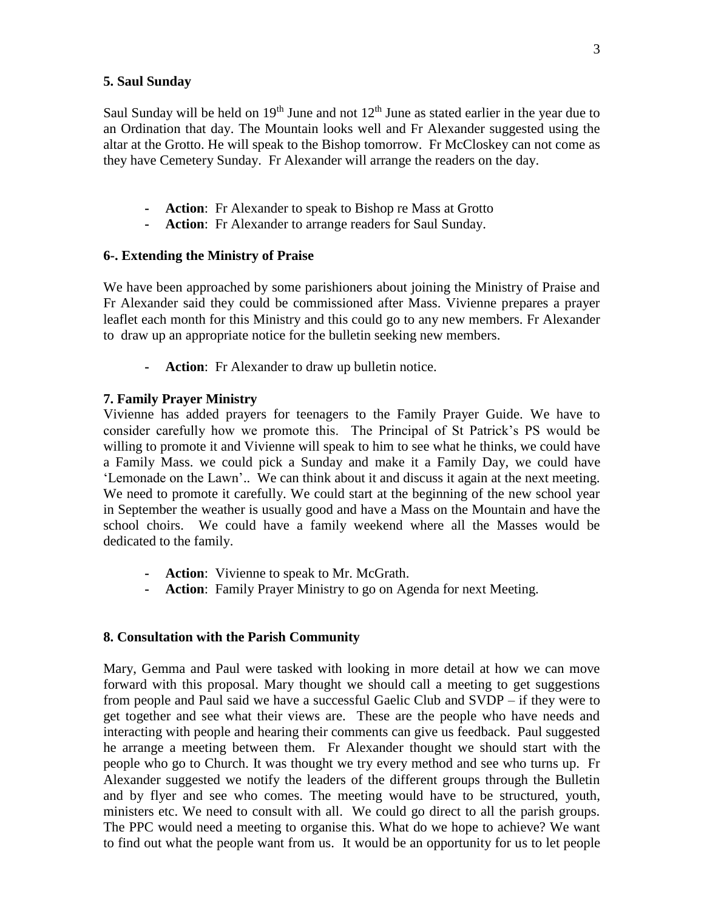### 5. Saul Sunday

Saul Sunday will be held on 19th June and not 12th June as stated earlier in the year due to an Ordination that day. The Mountain looks well and Fr Alexander suggested using the altar at the Grotto. He will speak to the Bishop tomorrow. Fr McCloskey can not come as they have Cemetery Sunday. Fr Alexander will arrange the readers on the day.

- **Action**: Fr Alexander to speak to Bishop re Mass at Grotto
- **Action**: Fr Alexander to arrange readers for Saul Sunday.

### 6-. Extending the Ministry of Praise

We have been approached by some parishioners about joining the Ministry of Praise and Fr Alexander said they could be commissioned after Mass. Vivienne prepares a prayer leaflet each month for this Ministry and this could go to any new members. Fr Alexander to draw up an appropriate notice for the bulletin seeking new members.

- **Action**: Fr Alexander to draw up bulletin notice.

### 7. Family Prayer Ministry

Vivienne has added prayers for teenagers to the Family Prayer Guide. We have to consider carefully how we promote this. The Principal of St Patrick's PS would be willing to promote it and Vivienne will speak to him to see what he thinks, we could have a Family Mass. we could pick a Sunday and make it a Family Day, we could have 'Lemonade on the Lawn'.. We can think about it and discuss it again at the next meeting. We need to promote it carefully. We could start at the beginning of the new school year in September the weather is usually good and have a Mass on the Mountain and have the school choirs. We could have a family weekend where all the Masses would be dedicated to the family.

- **Action**: Vivienne to speak to Mr. McGrath.
- **Action**: Family Prayer Ministry to go on Agenda for next Meeting.

### 8. Consultation with the Parish Community

Mary, Gemma and Paul were tasked with looking in more detail at how we can move forward with this proposal. Mary thought we should call a meeting to get suggestions from people and Paul said we have a successful Gaelic Club and SVDP – if they were to get together and see what their views are. These are the people who have needs and interacting with people and hearing their comments can give us feedback. Paul suggested he arrange a meeting between them. Fr Alexander thought we should start with the people who go to Church. It was thought we try every method and see who turns up. Fr Alexander suggested we notify the leaders of the different groups through the Bulletin and by flyer and see who comes. The meeting would have to be structured, youth, ministers etc. We need to consult with all. We could go direct to all the parish groups. The PPC would need a meeting to organise this. What do we hope to achieve? We want to find out what the people want from us. It would be an opportunity for us to let people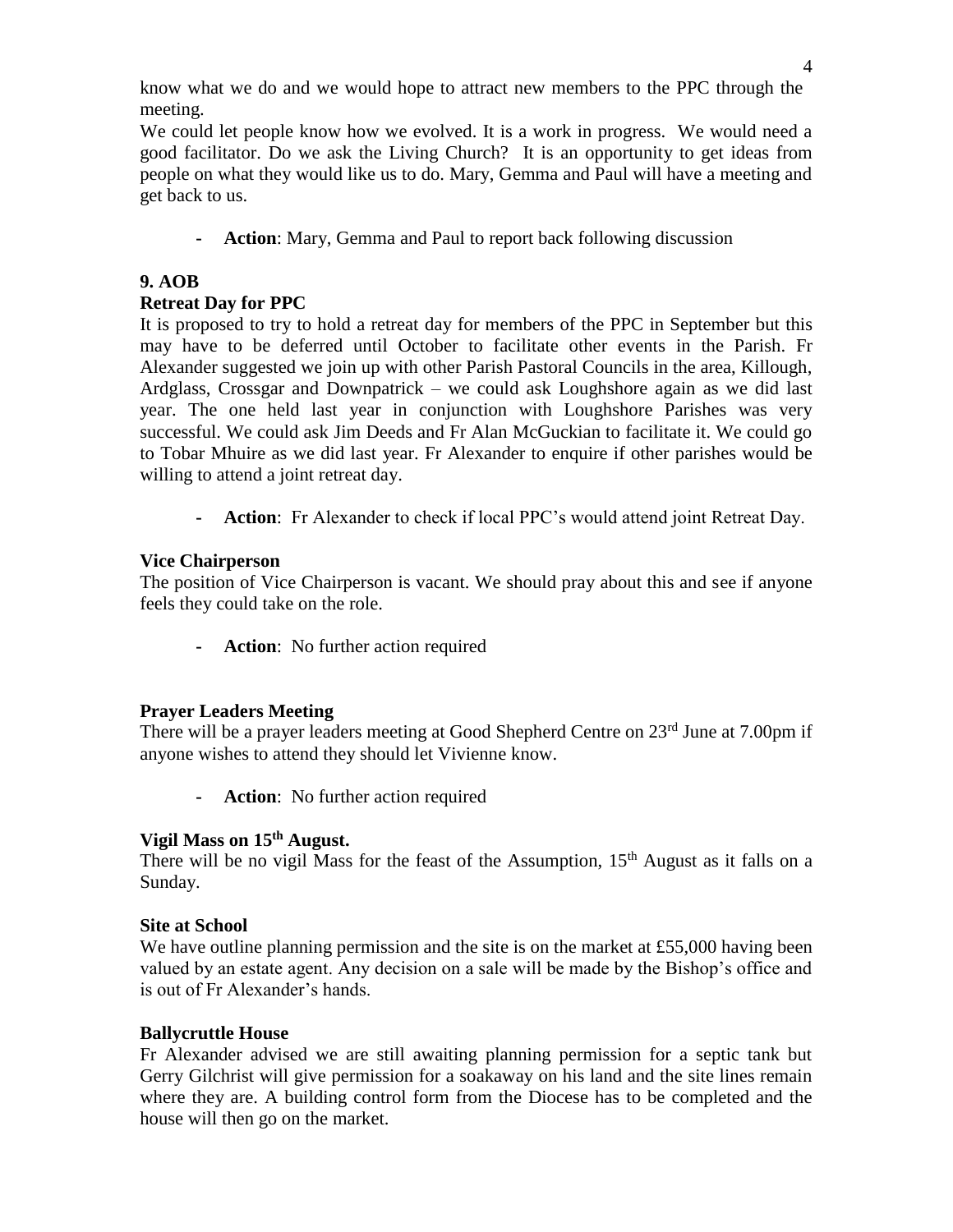know what we do and we would hope to attract new members to the PPC through the meeting.

We could let people know how we evolved. It is a work in progress. We would need a good facilitator. Do we ask the Living Church? It is an opportunity to get ideas from people on what they would like us to do. Mary, Gemma and Paul will have a meeting and get back to us.

- **Action**: Mary, Gemma and Paul to report back following discussion

## 9. AOB

### Retreat Day for PPC

It is proposed to try to hold a retreat day for members of the PPC in September but this may have to be deferred until October to facilitate other events in the Parish. Fr Alexander suggested we join up with other Parish Pastoral Councils in the area, Killough, Ardglass, Crossgar and Downpatrick – we could ask Loughshore again as we did last year. The one held last year in conjunction with Loughshore Parishes was very successful. We could ask Jim Deeds and Fr Alan McGuckian to facilitate it. We could go to Tobar Mhuire as we did last year. Fr Alexander to enquire if other parishes would be willing to attend a joint retreat day.

- **Action**: Fr Alexander to check if local PPC's would attend joint Retreat Day.

### Vice Chairperson

The position of Vice Chairperson is vacant. We should pray about this and see if anyone feels they could take on the role.

- **Action**: No further action required

### Prayer Leaders Meeting

There will be a prayer leaders meeting at Good Shepherd Centre on 23rd June at 7.00pm if anyone wishes to attend they should let Vivienne know.

- **Action**: No further action required

### Vigil Mass on 15th August.

There will be no vigil Mass for the feast of the Assumption, 15th August as it falls on a Sunday.

### Site at School

We have outline planning permission and the site is on the market at £55,000 having been valued by an estate agent. Any decision on a sale will be made by the Bishop's office and is out of Fr Alexander's hands.

### Ballycruttle House

Fr Alexander advised we are still awaiting planning permission for a septic tank but Gerry Gilchrist will give permission for a soakaway on his land and the site lines remain where they are. A building control form from the Diocese has to be completed and the house will then go on the market.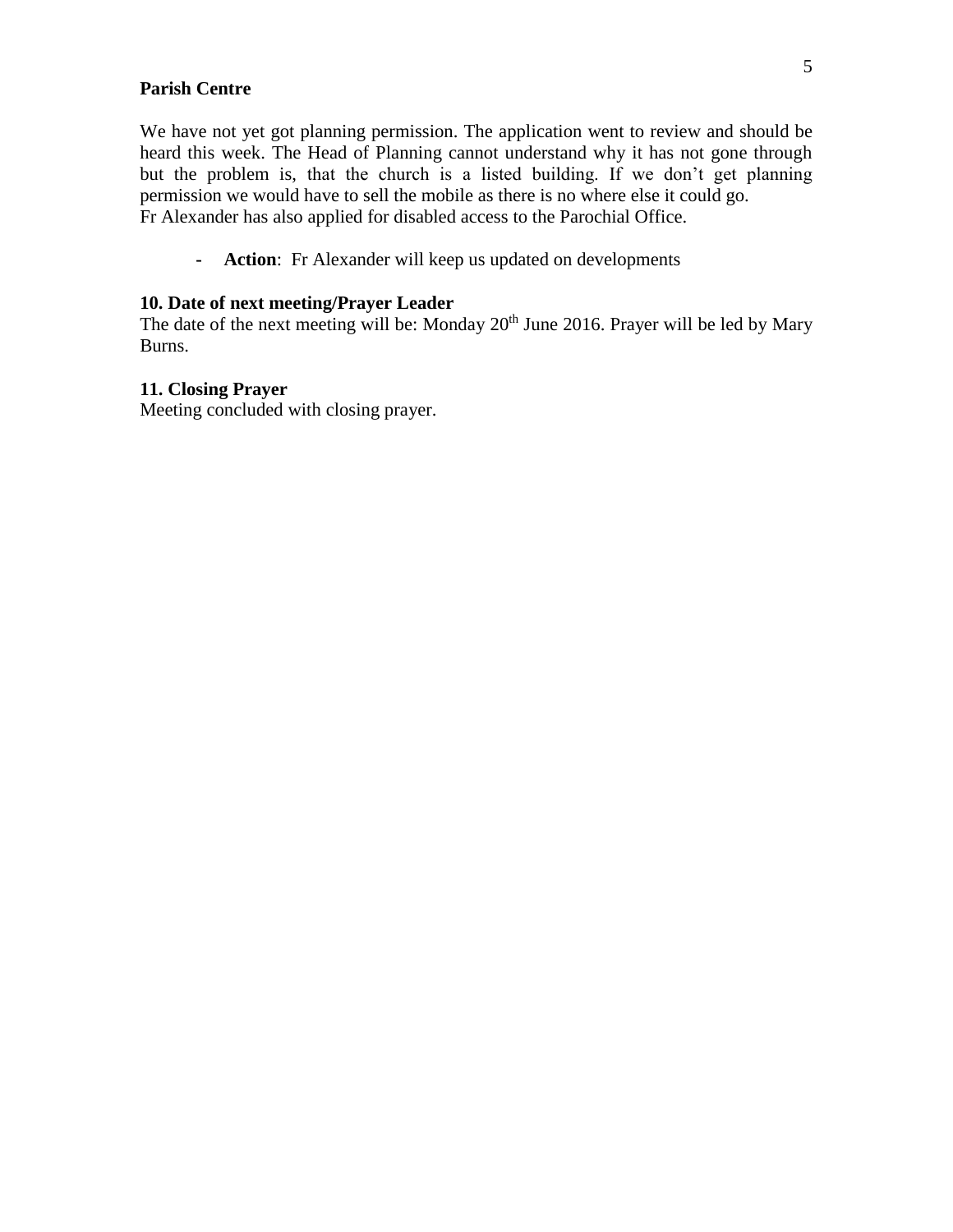**Parish Centre**

We have not yet got planning permission. The application went to review and should be heard this week. The Head of Planning cannot understand why it has not gone through but the problem is, that the church is a listed building. If we don't get planning permission we would have to sell the mobile as there is no where else it could go.
Fr Alexander has also applied for disabled access to the Parochial Office.

- **Action**: Fr Alexander will keep us updated on developments

**10. Date of next meeting/Prayer Leader**
The date of the next meeting will be: Monday 20th June 2016. Prayer will be led by Mary Burns.

**11. Closing Prayer**
Meeting concluded with closing prayer.